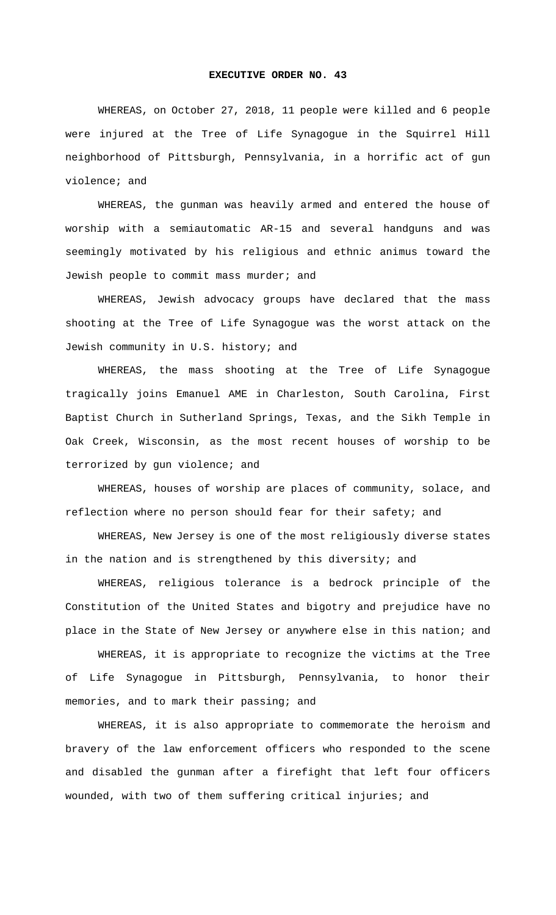# EXECUTIVE ORDER NO. 43

WHEREAS, on October 27, 2018, 11 people were killed and 6 people were injured at the Tree of Life Synagogue in the Squirrel Hill neighborhood of Pittsburgh, Pennsylvania, in a horrific act of gun violence; and

WHEREAS, the gunman was heavily armed and entered the house of worship with a semiautomatic AR-15 and several handguns and was seemingly motivated by his religious and ethnic animus toward the Jewish people to commit mass murder; and

WHEREAS, Jewish advocacy groups have declared that the mass shooting at the Tree of Life Synagogue was the worst attack on the Jewish community in U.S. history; and

WHEREAS, the mass shooting at the Tree of Life Synagogue tragically joins Emanuel AME in Charleston, South Carolina, First Baptist Church in Sutherland Springs, Texas, and the Sikh Temple in Oak Creek, Wisconsin, as the most recent houses of worship to be terrorized by gun violence; and

WHEREAS, houses of worship are places of community, solace, and reflection where no person should fear for their safety; and

WHEREAS, New Jersey is one of the most religiously diverse states in the nation and is strengthened by this diversity; and

WHEREAS, religious tolerance is a bedrock principle of the Constitution of the United States and bigotry and prejudice have no place in the State of New Jersey or anywhere else in this nation; and

WHEREAS, it is appropriate to recognize the victims at the Tree of Life Synagogue in Pittsburgh, Pennsylvania, to honor their memories, and to mark their passing; and

WHEREAS, it is also appropriate to commemorate the heroism and bravery of the law enforcement officers who responded to the scene and disabled the gunman after a firefight that left four officers wounded, with two of them suffering critical injuries; and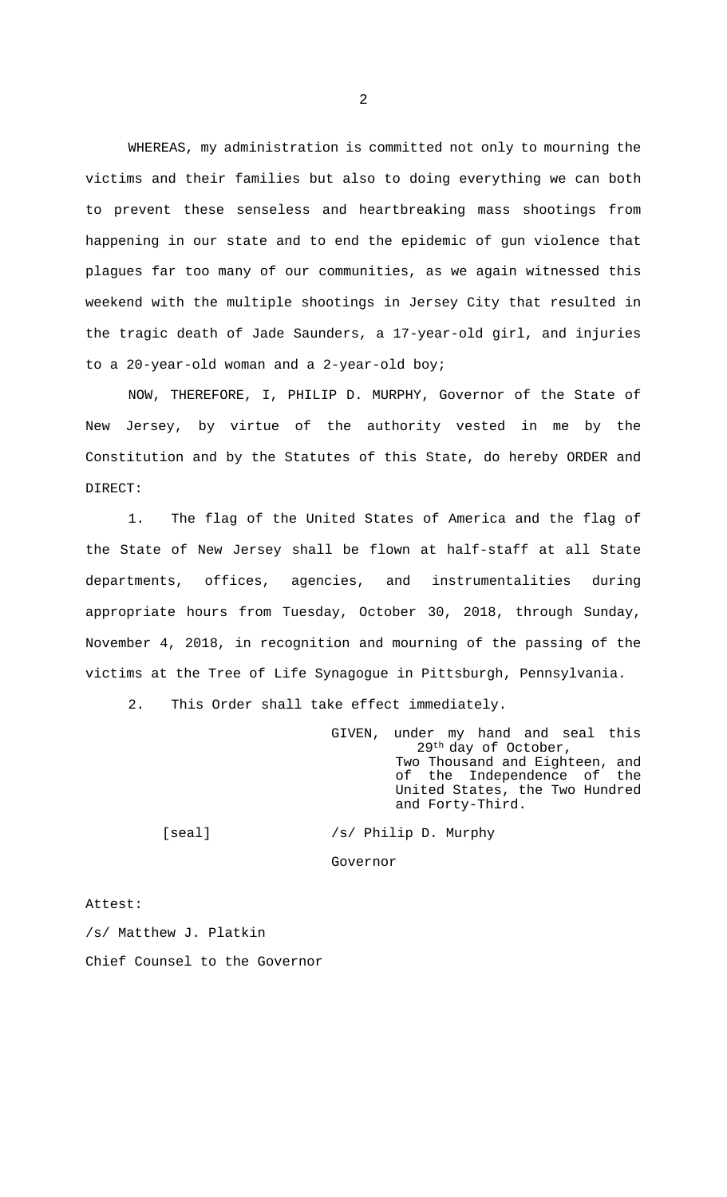WHEREAS, my administration is committed not only to mourning the victims and their families but also to doing everything we can both to prevent these senseless and heartbreaking mass shootings from happening in our state and to end the epidemic of gun violence that plagues far too many of our communities, as we again witnessed this weekend with the multiple shootings in Jersey City that resulted in the tragic death of Jade Saunders, a 17-year-old girl, and injuries to a 20-year-old woman and a 2-year-old boy;

NOW, THEREFORE, I, PHILIP D. MURPHY, Governor of the State of New Jersey, by virtue of the authority vested in me by the Constitution and by the Statutes of this State, do hereby ORDER and DIRECT:

1. The flag of the United States of America and the flag of the State of New Jersey shall be flown at half-staff at all State departments, offices, agencies, and instrumentalities during appropriate hours from Tuesday, October 30, 2018, through Sunday, November 4, 2018, in recognition and mourning of the passing of the victims at the Tree of Life Synagogue in Pittsburgh, Pennsylvania.

2. This Order shall take effect immediately.

GIVEN, under my hand and seal this 29th day of October, Two Thousand and Eighteen, and of the Independence of the United States, the Two Hundred and Forty-Third.

[seal]

/s/ Philip D. Murphy

Governor

Attest:

/s/ Matthew J. Platkin

Chief Counsel to the Governor